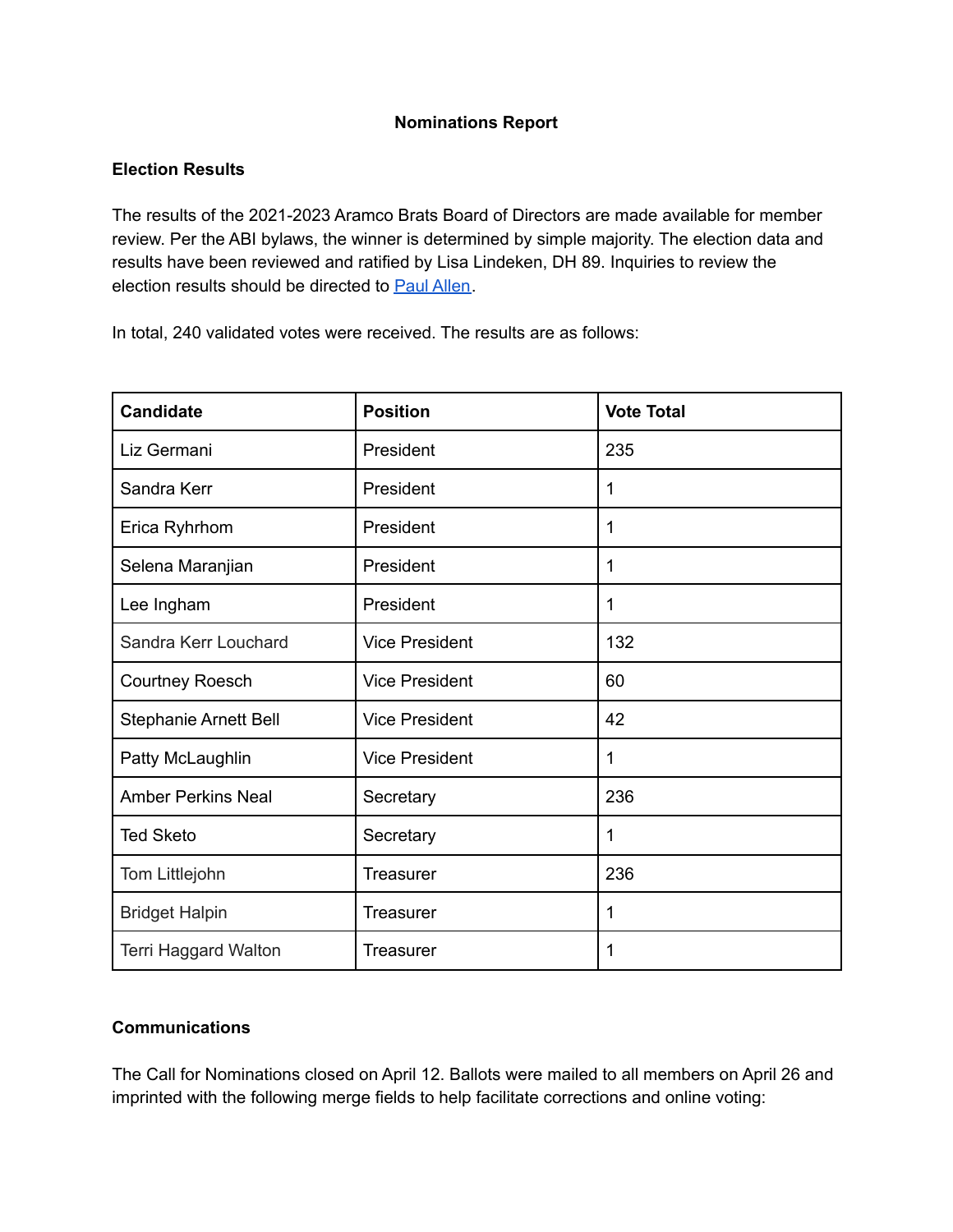# Nominations Report

## Election Results

The results of the 2021-2023 Aramco Brats Board of Directors are made available for member review. Per the ABI bylaws, the winner is determined by simple majority. The election data and results have been reviewed and ratified by Lisa Lindeken, DH 89. Inquiries to review the election results should be directed to Paul Allen.

In total, 240 validated votes were received. The results are as follows:

| Candidate | Position | Vote Total |
|---|---|---|
| Liz Germani | President | 235 |
| Sandra Kerr | President | 1 |
| Erica Ryhrhom | President | 1 |
| Selena Maranjian | President | 1 |
| Lee Ingham | President | 1 |
| Sandra Kerr Louchard | Vice President | 132 |
| Courtney Roesch | Vice President | 60 |
| Stephanie Arnett Bell | Vice President | 42 |
| Patty McLaughlin | Vice President | 1 |
| Amber Perkins Neal | Secretary | 236 |
| Ted Sketo | Secretary | 1 |
| Tom Littlejohn | Treasurer | 236 |
| Bridget Halpin | Treasurer | 1 |
| Terri Haggard Walton | Treasurer | 1 |

## Communications

The Call for Nominations closed on April 12. Ballots were mailed to all members on April 26 and imprinted with the following merge fields to help facilitate corrections and online voting: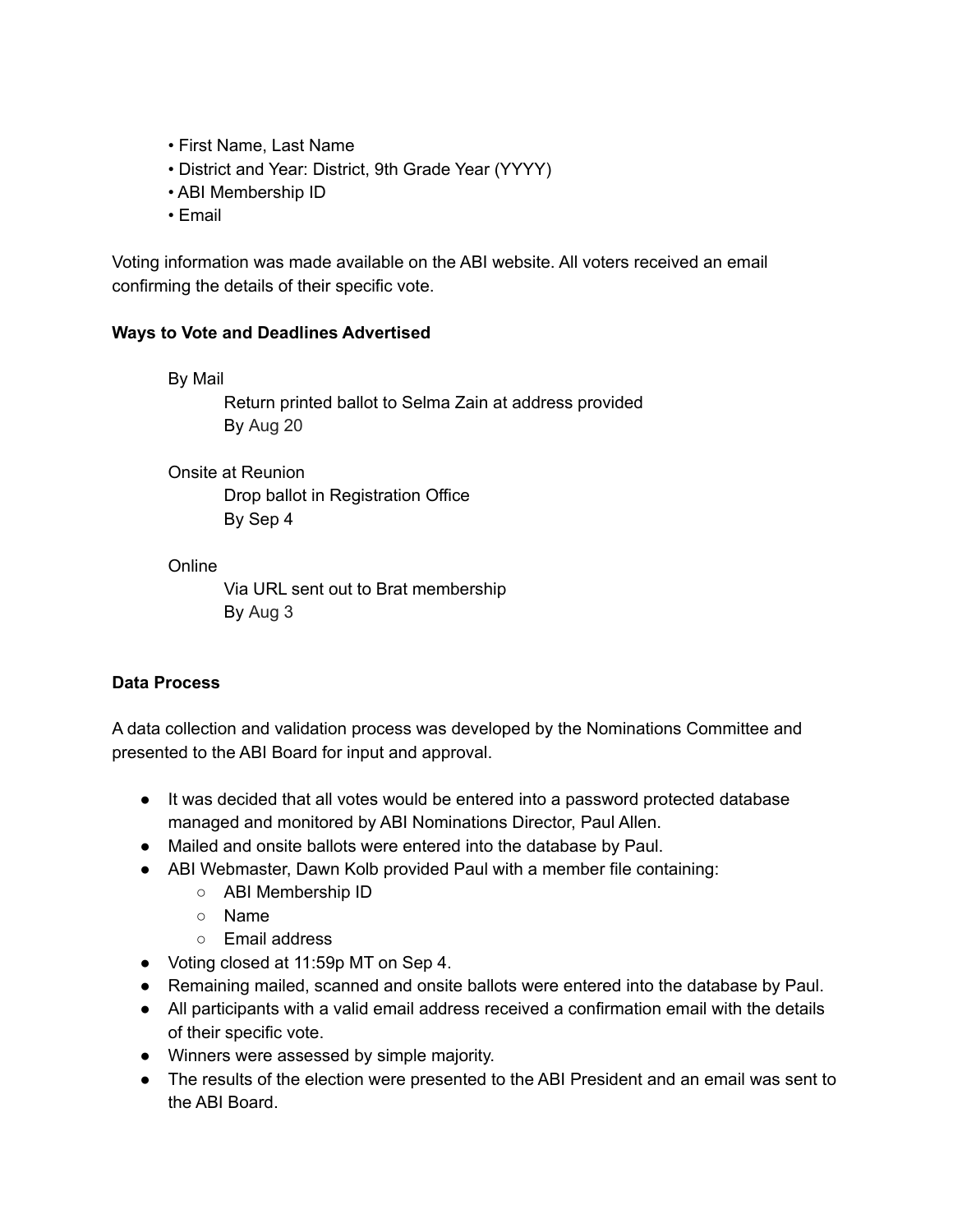- First Name, Last Name
- District and Year: District, 9th Grade Year (YYYY)
- ABI Membership ID
- Email

Voting information was made available on the ABI website. All voters received an email confirming the details of their specific vote.

**Ways to Vote and Deadlines Advertised**

By Mail
Return printed ballot to Selma Zain at address provided
By Aug 20

Onsite at Reunion
Drop ballot in Registration Office
By Sep 4

Online
Via URL sent out to Brat membership
By Aug 3

**Data Process**

A data collection and validation process was developed by the Nominations Committee and presented to the ABI Board for input and approval.

- It was decided that all votes would be entered into a password protected database managed and monitored by ABI Nominations Director, Paul Allen.
- Mailed and onsite ballots were entered into the database by Paul.
- ABI Webmaster, Dawn Kolb provided Paul with a member file containing:
  - ABI Membership ID
  - Name
  - Email address
- Voting closed at 11:59p MT on Sep 4.
- Remaining mailed, scanned and onsite ballots were entered into the database by Paul.
- All participants with a valid email address received a confirmation email with the details of their specific vote.
- Winners were assessed by simple majority.
- The results of the election were presented to the ABI President and an email was sent to the ABI Board.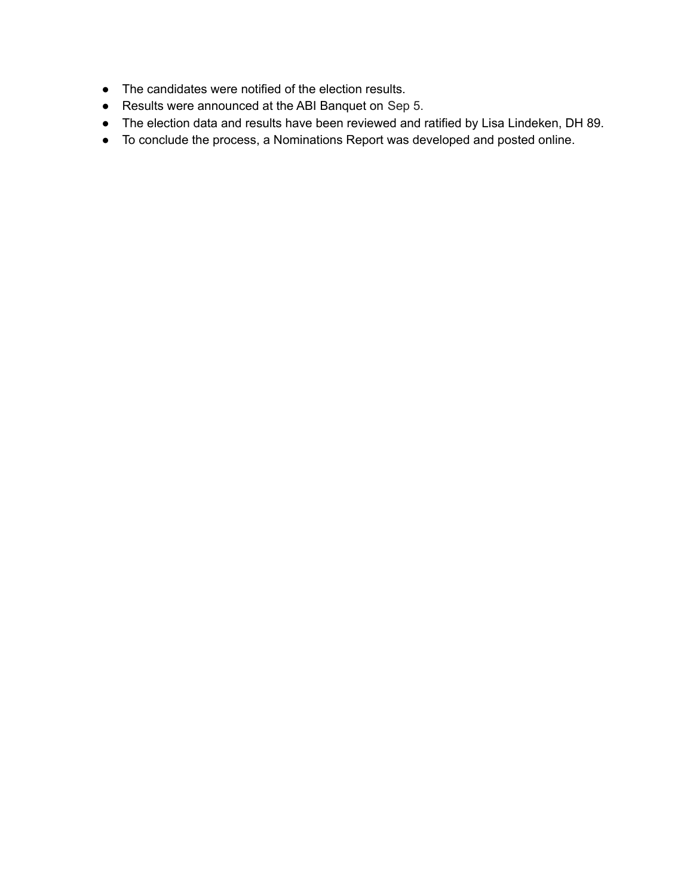- The candidates were notified of the election results.
- Results were announced at the ABI Banquet on Sep 5.
- The election data and results have been reviewed and ratified by Lisa Lindeken, DH 89.
- To conclude the process, a Nominations Report was developed and posted online.